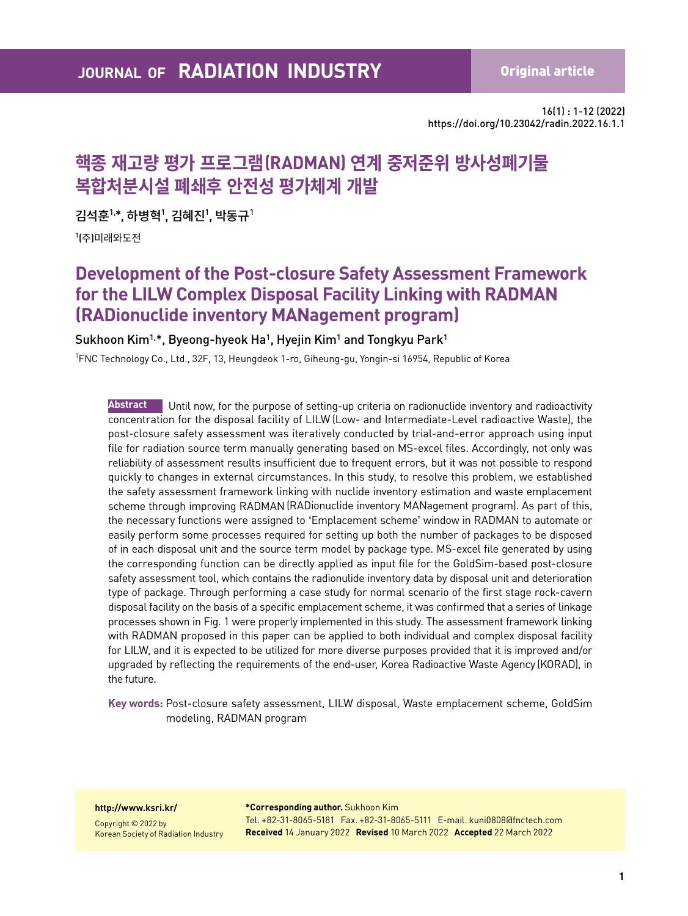# 핵종 재고량 평가 프로그램(RADMAN) 연계 중저준위 방사성폐기물 복합처분시설 폐쇄후 안전성 평가체계 개발

김석훈[1,*], 하병혁[1], 김혜진[1], 박동규[1]

[1](주)미래와도전

# Development of the Post-closure Safety Assessment Framework for the LILW Complex Disposal Facility Linking with RADMAN (RADionuclide inventory MANagement program)

Sukhoon Kim[1,*], Byeong-hyeok Ha[1], Hyejin Kim[1] and Tongkyu Park[1]

[1]FNC Technology Co., Ltd., 32F, 13, Heungdeok 1-ro, Giheung-gu, Yongin-si 16954, Republic of Korea

**Abstract** Until now, for the purpose of setting-up criteria on radionuclide inventory and radioactivity concentration for the disposal facility of LILW (Low- and Intermediate-Level radioactive Waste), the post-closure safety assessment was iteratively conducted by trial-and-error approach using input file for radiation source term manually generating based on MS-excel files. Accordingly, not only was reliability of assessment results insufficient due to frequent errors, but it was not possible to respond quickly to changes in external circumstances. In this study, to resolve this problem, we established the safety assessment framework linking with nuclide inventory estimation and waste emplacement scheme through improving RADMAN (RADionuclide inventory MANagement program). As part of this, the necessary functions were assigned to 'Emplacement scheme' window in RADMAN to automate or easily perform some processes required for setting up both the number of packages to be disposed of in each disposal unit and the source term model by package type. MS-excel file generated by using the corresponding function can be directly applied as input file for the GoldSim-based post-closure safety assessment tool, which contains the radionulide inventory data by disposal unit and deterioration type of package. Through performing a case study for normal scenario of the first stage rock-cavern disposal facility on the basis of a specific emplacement scheme, it was confirmed that a series of linkage processes shown in Fig. 1 were properly implemented in this study. The assessment framework linking with RADMAN proposed in this paper can be applied to both individual and complex disposal facility for LILW, and it is expected to be utilized for more diverse purposes provided that it is improved and/or upgraded by reflecting the requirements of the end-user, Korea Radioactive Waste Agency (KORAD), in the future.

**Key words:** Post-closure safety assessment, LILW disposal, Waste emplacement scheme, GoldSim modeling, RADMAN program

http://www.ksri.kr/

Copyright © 2022 by Korean Society of Radiation Industry

**\*Corresponding author.** Sukhoon Kim
Tel. +82-31-8065-5181 Fax. +82-31-8065-5111 E-mail. kuni0808@fnctech.com
**Received** 14 January 2022 **Revised** 10 March 2022 **Accepted** 22 March 2022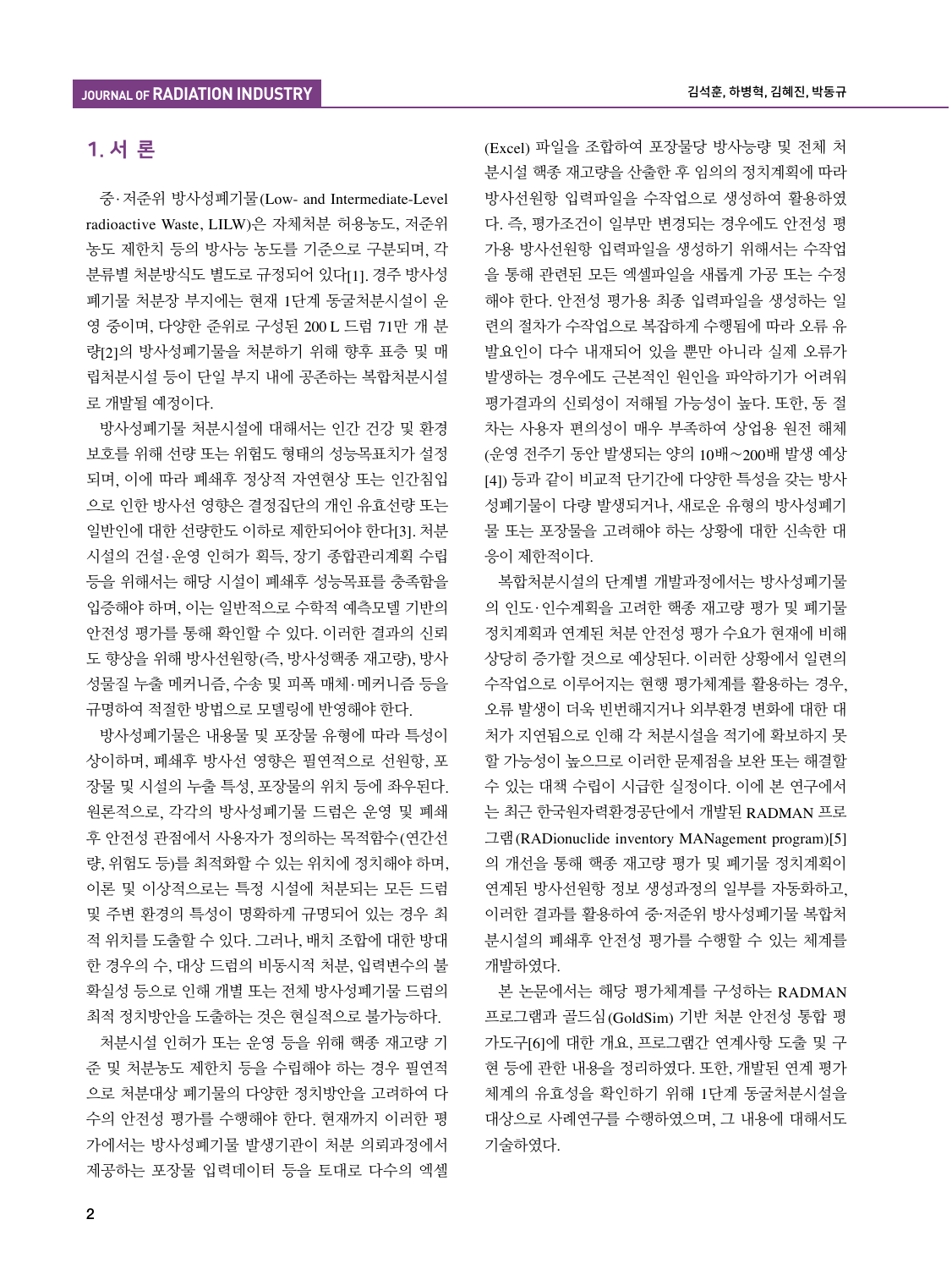## 1. 서 론

중·저준위 방사성폐기물(Low- and Intermediate-Level radioactive Waste, LILW)은 자체처분 허용농도, 저준위 농도 제한치 등의 방사능 농도를 기준으로 구분되며, 각 분류별 처분방식도 별도로 규정되어 있다[1]. 경주 방사성폐기물 처분장 부지에는 현재 1단계 동굴처분시설이 운영 중이며, 다양한 준위로 구성된 200 L 드럼 71만 개 분량[2]의 방사성폐기물을 처분하기 위해 향후 표층 및 매립처분시설 등이 단일 부지 내에 공존하는 복합처분시설로 개발될 예정이다.

방사성폐기물 처분시설에 대해서는 인간 건강 및 환경 보호를 위해 선량 또는 위험도 형태의 성능목표치가 설정되며, 이에 따라 폐쇄후 정상적 자연현상 또는 인간침입으로 인한 방사선 영향은 결정집단의 개인 유효선량 또는 일반인에 대한 선량한도 이하로 제한되어야 한다[3]. 처분시설의 건설·운영 인허가 획득, 장기 종합관리계획 수립 등을 위해서는 해당 시설이 폐쇄후 성능목표를 충족함을 입증해야 하며, 이는 일반적으로 수학적 예측모델 기반의 안전성 평가를 통해 확인할 수 있다. 이러한 결과의 신뢰도 향상을 위해 방사선원항(즉, 방사성핵종 재고량), 방사성물질 누출 메커니즘, 수송 및 피폭 매체·메커니즘 등을 규명하여 적절한 방법으로 모델링에 반영해야 한다.

방사성폐기물은 내용물 및 포장물 유형에 따라 특성이 상이하며, 폐쇄후 방사선 영향은 필연적으로 선원항, 포장물 및 시설의 누출 특성, 포장물의 위치 등에 좌우된다. 원론적으로, 각각의 방사성폐기물 드럼은 운영 및 폐쇄후 안전성 관점에서 사용자가 정의하는 목적함수(연간선량, 위험도 등)를 최적화할 수 있는 위치에 정치해야 하며, 이론 및 이상적으로는 특정 시설에 처분되는 모든 드럼 및 주변 환경의 특성이 명확하게 규명되어 있는 경우 최적 위치를 도출할 수 있다. 그러나, 배치 조합에 대한 방대한 경우의 수, 대상 드럼의 비동시적 처분, 입력변수의 불확실성 등으로 인해 개별 또는 전체 방사성폐기물 드럼의 최적 정치방안을 도출하는 것은 현실적으로 불가능하다.

처분시설 인허가 또는 운영 등을 위해 핵종 재고량 기준 및 처분농도 제한치 등을 수립해야 하는 경우 필연적으로 처분대상 폐기물의 다양한 정치방안을 고려하여 다수의 안전성 평가를 수행해야 한다. 현재까지 이러한 평가에서는 방사성폐기물 발생기관이 처분 의뢰과정에서 제공하는 포장물 입력데이터 등을 토대로 다수의 엑셀(Excel) 파일을 조합하여 포장물당 방사능량 및 전체 처분시설 핵종 재고량을 산출한 후 임의의 정치계획에 따라 방사선원항 입력파일을 수작업으로 생성하여 활용하였다. 즉, 평가조건이 일부만 변경되는 경우에도 안전성 평가용 방사선원항 입력파일을 생성하기 위해서는 수작업을 통해 관련된 모든 엑셀파일을 새롭게 가공 또는 수정해야 한다. 안전성 평가용 최종 입력파일을 생성하는 일련의 절차가 수작업으로 복잡하게 수행됨에 따라 오류 유발요인이 다수 내재되어 있을 뿐만 아니라 실제 오류가 발생하는 경우에도 근본적인 원인을 파악하기가 어려워 평가결과의 신뢰성이 저해될 가능성이 높다. 또한, 동 절차는 사용자 편의성이 매우 부족하여 상업용 원전 해체(운영 전주기 동안 발생되는 양의 10배~200배 발생 예상[4]) 등과 같이 비교적 단기간에 다양한 특성을 갖는 방사성폐기물이 다량 발생되거나, 새로운 유형의 방사성폐기물 또는 포장물을 고려해야 하는 상황에 대한 신속한 대응이 제한적이다.

복합처분시설의 단계별 개발과정에서는 방사성폐기물의 인도·인수계획을 고려한 핵종 재고량 평가 및 폐기물 정치계획과 연계된 처분 안전성 평가 수요가 현재에 비해 상당히 증가할 것으로 예상된다. 이러한 상황에서 일련의 수작업으로 이루어지는 현행 평가체계를 활용하는 경우, 오류 발생이 더욱 빈번해지거나 외부환경 변화에 대한 대처가 지연됨으로 인해 각 처분시설을 적기에 확보하지 못할 가능성이 높으므로 이러한 문제점을 보완 또는 해결할 수 있는 대책 수립이 시급한 실정이다. 이에 본 연구에서는 최근 한국원자력환경공단에서 개발된 RADMAN 프로그램(RADionuclide inventory MANagement program)[5]의 개선을 통해 핵종 재고량 평가 및 폐기물 정치계획이 연계된 방사선원항 정보 생성과정의 일부를 자동화하고, 이러한 결과를 활용하여 중·저준위 방사성폐기물 복합처분시설의 폐쇄후 안전성 평가를 수행할 수 있는 체계를 개발하였다.

본 논문에서는 해당 평가체계를 구성하는 RADMAN 프로그램과 골드심(GoldSim) 기반 처분 안전성 통합 평가도구[6]에 대한 개요, 프로그램간 연계사항 도출 및 구현 등에 관한 내용을 정리하였다. 또한, 개발된 연계 평가체계의 유효성을 확인하기 위해 1단계 동굴처분시설을 대상으로 사례연구를 수행하였으며, 그 내용에 대해서도 기술하였다.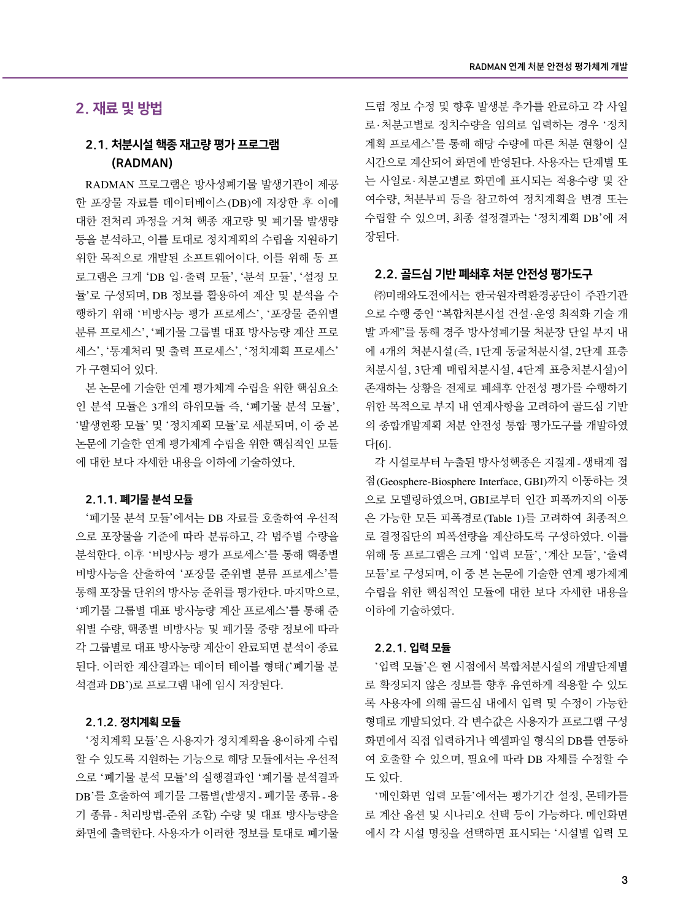## 2. 재료 및 방법

### 2.1. 처분시설 핵종 재고량 평가 프로그램 (RADMAN)

RADMAN 프로그램은 방사성폐기물 발생기관이 제공한 포장물 자료를 데이터베이스(DB)에 저장한 후 이에 대한 전처리 과정을 거쳐 핵종 재고량 및 폐기물 발생량 등을 분석하고, 이를 토대로 정치계획의 수립을 지원하기 위한 목적으로 개발된 소프트웨어이다. 이를 위해 동 프로그램은 크게 'DB 입·출력 모듈', '분석 모듈', '설정 모듈'로 구성되며, DB 정보를 활용하여 계산 및 분석을 수행하기 위해 '비방사능 평가 프로세스', '포장물 준위별 분류 프로세스', '폐기물 그룹별 대표 방사능량 계산 프로세스', '통계처리 및 출력 프로세스', '정치계획 프로세스'가 구현되어 있다.

본 논문에 기술한 연계 평가체계 수립을 위한 핵심요소인 분석 모듈은 3개의 하위모듈 즉, '폐기물 분석 모듈', '발생현황 모듈' 및 '정치계획 모듈'로 세분되며, 이 중 본 논문에 기술한 연계 평가체계 수립을 위한 핵심적인 모듈에 대한 보다 자세한 내용을 이하에 기술하였다.

#### 2.1.1. 폐기물 분석 모듈

'폐기물 분석 모듈'에서는 DB 자료를 호출하여 우선적으로 포장물을 기준에 따라 분류하고, 각 범주별 수량을 분석한다. 이후 '비방사능 평가 프로세스'를 통해 핵종별 비방사능을 산출하여 '포장물 준위별 분류 프로세스'를 통해 포장물 단위의 방사능 준위를 평가한다. 마지막으로, '폐기물 그룹별 대표 방사능량 계산 프로세스'를 통해 준위별 수량, 핵종별 비방사능 및 폐기물 중량 정보에 따라 각 그룹별로 대표 방사능량 계산이 완료되면 분석이 종료된다. 이러한 계산결과는 데이터 테이블 형태('폐기물 분석결과 DB')로 프로그램 내에 임시 저장된다.

#### 2.1.2. 정치계획 모듈

'정치계획 모듈'은 사용자가 정치계획을 용이하게 수립할 수 있도록 지원하는 기능으로 해당 모듈에서는 우선적으로 '폐기물 분석 모듈'의 실행결과인 '폐기물 분석결과 DB'를 호출하여 폐기물 그룹별(발생지 - 폐기물 종류 - 용기 종류 - 처리방법-준위 조합) 수량 및 대표 방사능량을 화면에 출력한다. 사용자가 이러한 정보를 토대로 폐기물 드럼 정보 수정 및 향후 발생분 추가를 완료하고 각 사일로·처분고별로 정치수량을 임의로 입력하는 경우 '정치계획 프로세스'를 통해 해당 수량에 따른 처분 현황이 실시간으로 계산되어 화면에 반영된다. 사용자는 단계별 또는 사일로·처분고별로 화면에 표시되는 적용수량 및 잔여수량, 처분부피 등을 참고하여 정치계획을 변경 또는 수립할 수 있으며, 최종 설정결과는 '정치계획 DB'에 저장된다.

### 2.2. 골드심 기반 폐쇄후 처분 안전성 평가도구

㈜미래와도전에서는 한국원자력환경공단이 주관기관으로 수행 중인 "복합처분시설 건설·운영 최적화 기술 개발 과제"를 통해 경주 방사성폐기물 처분장 단일 부지 내에 4개의 처분시설(즉, 1단계 동굴처분시설, 2단계 표층처분시설, 3단계 매립처분시설, 4단계 표층처분시설)이 존재하는 상황을 전제로 폐쇄후 안전성 평가를 수행하기 위한 목적으로 부지 내 연계사항을 고려하여 골드심 기반의 종합개발계획 처분 안전성 통합 평가도구를 개발하였다[6].

각 시설로부터 누출된 방사성핵종은 지질계 - 생태계 접점(Geosphere-Biosphere Interface, GBI)까지 이동하는 것으로 모델링하였으며, GBI로부터 인간 피폭까지의 이동은 가능한 모든 피폭경로(Table 1)를 고려하여 최종적으로 결정집단의 피폭선량을 계산하도록 구성하였다. 이를 위해 동 프로그램은 크게 '입력 모듈', '계산 모듈', '출력 모듈'로 구성되며, 이 중 본 논문에 기술한 연계 평가체계 수립을 위한 핵심적인 모듈에 대한 보다 자세한 내용을 이하에 기술하였다.

#### 2.2.1. 입력 모듈

'입력 모듈'은 현 시점에서 복합처분시설의 개발단계별로 확정되지 않은 정보를 향후 유연하게 적용할 수 있도록 사용자에 의해 골드심 내에서 입력 및 수정이 가능한 형태로 개발되었다. 각 변수값은 사용자가 프로그램 구성화면에서 직접 입력하거나 엑셀파일 형식의 DB를 연동하여 호출할 수 있으며, 필요에 따라 DB 자체를 수정할 수도 있다.

'메인화면 입력 모듈'에서는 평가기간 설정, 몬테카를로 계산 옵션 및 시나리오 선택 등이 가능하다. 메인화면에서 각 시설 명칭을 선택하면 표시되는 '시설별 입력 모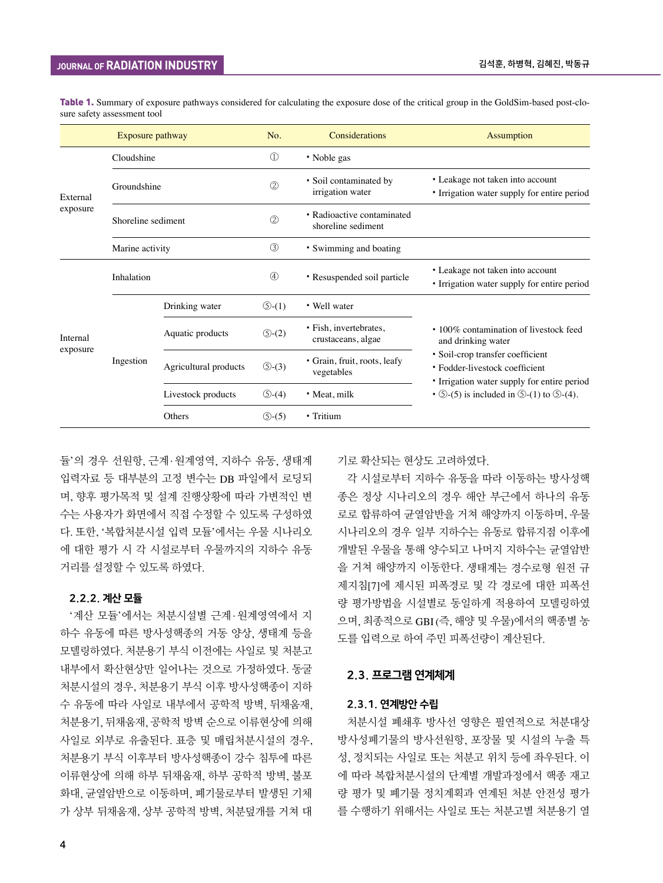**Table 1.** Summary of exposure pathways considered for calculating the exposure dose of the critical group in the GoldSim-based post-closure safety assessment tool

| Exposure pathway | | | No. | Considerations | Assumption |
|---|---|---|---|---|---|
| External exposure | Cloudshine | | ① | • Noble gas | |
| | Groundshine | | ② | • Soil contaminated by irrigation water | • Leakage not taken into account<br>• Irrigation water supply for entire period |
| | Shoreline sediment | | ② | • Radioactive contaminated shoreline sediment | |
| | Marine activity | | ③ | • Swimming and boating | |
| Internal exposure | Inhalation | | ④ | • Resuspended soil particle | • Leakage not taken into account<br>• Irrigation water supply for entire period |
| | Ingestion | Drinking water | ⑤-(1) | • Well water | • 100% contamination of livestock feed and drinking water<br>• Soil-crop transfer coefficient<br>• Fodder-livestock coefficient<br>• Irrigation water supply for entire period<br>• ⑤-(5) is included in ⑤-(1) to ⑤-(4). |
| | | Aquatic products | ⑤-(2) | • Fish, invertebrates, crustaceans, algae | |
| | | Agricultural products | ⑤-(3) | • Grain, fruit, roots, leafy vegetables | |
| | | Livestock products | ⑤-(4) | • Meat, milk | |
| | | Others | ⑤-(5) | • Tritium | |

듈'의 경우 선원항, 근계·원계영역, 지하수 유동, 생태계 입력자료 등 대부분의 고정 변수는 DB 파일에서 로딩되며, 향후 평가목적 및 설계 진행상황에 따라 가변적인 변수는 사용자가 화면에서 직접 수정할 수 있도록 구성하였다. 또한, '복합처분시설 입력 모듈'에서는 우물 시나리오에 대한 평가 시 각 시설로부터 우물까지의 지하수 유동 거리를 설정할 수 있도록 하였다.

#### 2.2.2. 계산 모듈

'계산 모듈'에서는 처분시설별 근계·원계영역에서 지하수 유동에 따른 방사성핵종의 거동 양상, 생태계 등을 모델링하였다. 처분용기 부식 이전에는 사일로 및 처분고 내부에서 확산현상만 일어나는 것으로 가정하였다. 동굴처분시설의 경우, 처분용기 부식 이후 방사성핵종이 지하수 유동에 따라 사일로 내부에서 공학적 방벽, 뒤채움재, 처분용기, 뒤채움재, 공학적 방벽 순으로 이류현상에 의해 사일로 외부로 유출된다. 표층 및 매립처분시설의 경우, 처분용기 부식 이후부터 방사성핵종이 강수 침투에 따른 이류현상에 의해 하부 뒤채움재, 하부 공학적 방벽, 불포화대, 균열암반으로 이동하며, 폐기물로부터 발생된 기체가 상부 뒤채움재, 상부 공학적 방벽, 처분덮개를 거쳐 대기로 확산되는 현상도 고려하였다.

각 시설로부터 지하수 유동을 따라 이동하는 방사성핵종은 정상 시나리오의 경우 해안 부근에서 하나의 유동로로 합류하여 균열암반을 거쳐 해양까지 이동하며, 우물 시나리오의 경우 일부 지하수는 유동로 합류지점 이후에 개발된 우물을 통해 양수되고 나머지 지하수는 균열암반을 거쳐 해양까지 이동한다. 생태계는 경수로형 원전 규제지침[7]에 제시된 피폭경로 및 각 경로에 대한 피폭선량 평가방법을 시설별로 동일하게 적용하여 모델링하였으며, 최종적으로 GBI (즉, 해양 및 우물)에서의 핵종별 농도를 입력으로 하여 주민 피폭선량이 계산된다.

### 2.3. 프로그램 연계체계

#### 2.3.1. 연계방안 수립

처분시설 폐쇄후 방사선 영향은 필연적으로 처분대상 방사성폐기물의 방사선원항, 포장물 및 시설의 누출 특성, 정치되는 사일로 또는 처분고 위치 등에 좌우된다. 이에 따라 복합처분시설의 단계별 개발과정에서 핵종 재고량 평가 및 폐기물 정치계획과 연계된 처분 안전성 평가를 수행하기 위해서는 사일로 또는 처분고별 처분용기 열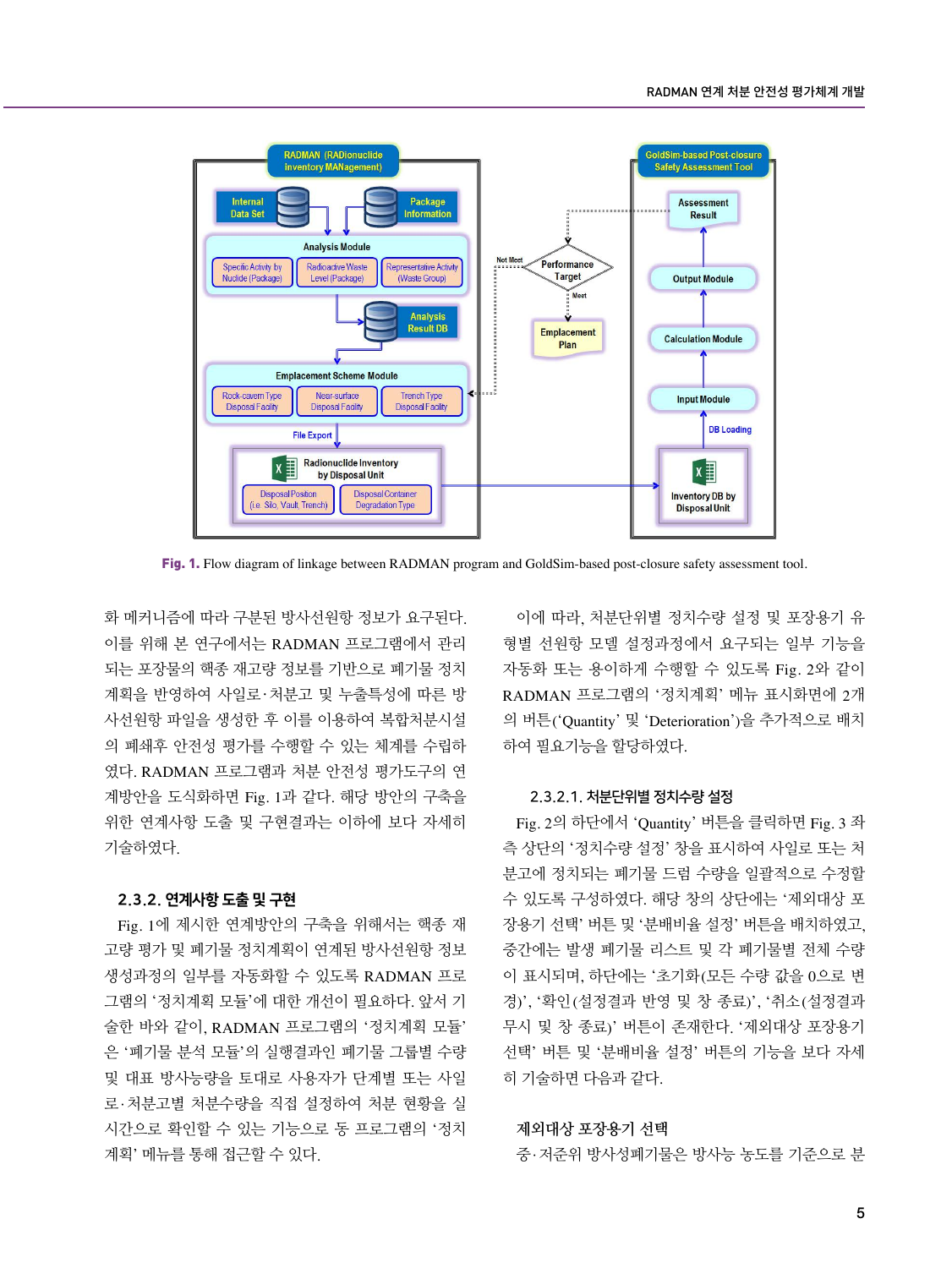Fig. 1. Flow diagram of linkage between RADMAN program and GoldSim-based post-closure safety assessment tool.

화 메커니즘에 따라 구분된 방사선원항 정보가 요구된다. 이를 위해 본 연구에서는 RADMAN 프로그램에서 관리되는 포장물의 핵종 재고량 정보를 기반으로 폐기물 정치계획을 반영하여 사일로·처분고 및 누출특성에 따른 방사선원항 파일을 생성한 후 이를 이용하여 복합처분시설의 폐쇄후 안전성 평가를 수행할 수 있는 체계를 수립하였다. RADMAN 프로그램과 처분 안전성 평가도구의 연계방안을 도식화하면 Fig. 1과 같다. 해당 방안의 구축을 위한 연계사항 도출 및 구현결과는 이하에 보다 자세히 기술하였다.

### 2.3.2. 연계사항 도출 및 구현

Fig. 1에 제시한 연계방안의 구축을 위해서는 핵종 재고량 평가 및 폐기물 정치계획이 연계된 방사선원항 정보 생성과정의 일부를 자동화할 수 있도록 RADMAN 프로그램의 '정치계획 모듈'에 대한 개선이 필요하다. 앞서 기술한 바와 같이, RADMAN 프로그램의 '정치계획 모듈'은 '폐기물 분석 모듈'의 실행결과인 폐기물 그룹별 수량 및 대표 방사능량을 토대로 사용자가 단계별 또는 사일로·처분고별 처분수량을 직접 설정하여 처분 현황을 실시간으로 확인할 수 있는 기능으로 동 프로그램의 '정치계획' 메뉴를 통해 접근할 수 있다.

이에 따라, 처분단위별 정치수량 설정 및 포장용기 유형별 선원항 모델 설정과정에서 요구되는 일부 기능을 자동화 또는 용이하게 수행할 수 있도록 Fig. 2와 같이 RADMAN 프로그램의 '정치계획' 메뉴 표시화면에 2개의 버튼('Quantity' 및 'Deterioration')을 추가적으로 배치하여 필요기능을 할당하였다.

#### 2.3.2.1. 처분단위별 정치수량 설정

Fig. 2의 하단에서 'Quantity' 버튼을 클릭하면 Fig. 3 좌측 상단의 '정치수량 설정' 창을 표시하여 사일로 또는 처분고에 정치되는 폐기물 드럼 수량을 일괄적으로 수정할 수 있도록 구성하였다. 해당 창의 상단에는 '제외대상 포장용기 선택' 버튼 및 '분배비율 설정' 버튼을 배치하였고, 중간에는 발생 폐기물 리스트 및 각 폐기물별 전체 수량이 표시되며, 하단에는 '초기화(모든 수량 값을 0으로 변경)', '확인(설정결과 반영 및 창 종료)', '취소(설정결과 무시 및 창 종료)' 버튼이 존재한다. '제외대상 포장용기 선택' 버튼 및 '분배비율 설정' 버튼의 기능을 보다 자세히 기술하면 다음과 같다.

**제외대상 포장용기 선택**

중·저준위 방사성폐기물은 방사능 농도를 기준으로 분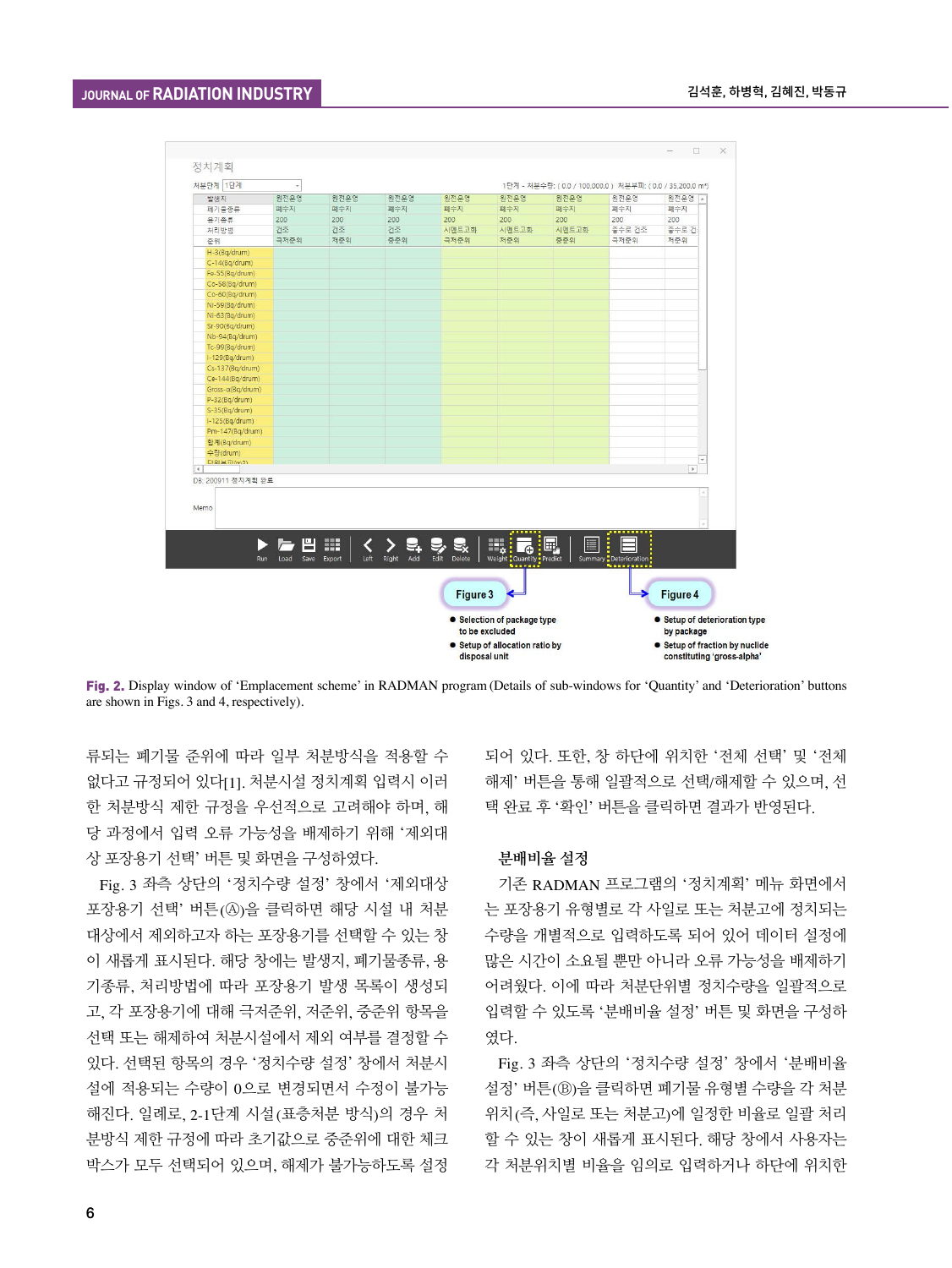**Fig. 2.** Display window of 'Emplacement scheme' in RADMAN program (Details of sub-windows for 'Quantity' and 'Deterioration' buttons are shown in Figs. 3 and 4, respectively).

류되는 폐기물 준위에 따라 일부 처분방식을 적용할 수 없다고 규정되어 있다[1]. 처분시설 정치계획 입력시 이러한 처분방식 제한 규정을 우선적으로 고려해야 하며, 해당 과정에서 입력 오류 가능성을 배제하기 위해 '제외대상 포장용기 선택' 버튼 및 화면을 구성하였다.

Fig. 3 좌측 상단의 '정치수량 설정' 창에서 '제외대상 포장용기 선택' 버튼(Ⓐ)을 클릭하면 해당 시설 내 처분대상에서 제외하고자 하는 포장용기를 선택할 수 있는 창이 새롭게 표시된다. 해당 창에는 발생지, 폐기물종류, 용기종류, 처리방법에 따라 포장용기 발생 목록이 생성되고, 각 포장용기에 대해 극저준위, 저준위, 중준위 항목을 선택 또는 해제하여 처분시설에서 제외 여부를 결정할 수 있다. 선택된 항목의 경우 '정치수량 설정' 창에서 처분시설에 적용되는 수량이 0으로 변경되면서 수정이 불가능해진다. 일례로, 2-1단계 시설(표층처분 방식)의 경우 처분방식 제한 규정에 따라 초기값으로 중준위에 대한 체크박스가 모두 선택되어 있으며, 해제가 불가능하도록 설정되어 있다. 또한, 창 하단에 위치한 '전체 선택' 및 '전체 해제' 버튼을 통해 일괄적으로 선택/해제할 수 있으며, 선택 완료 후 '확인' 버튼을 클릭하면 결과가 반영된다.

### 분배비율 설정

기존 RADMAN 프로그램의 '정치계획' 메뉴 화면에서는 포장용기 유형별로 각 사일로 또는 처분고에 정치되는 수량을 개별적으로 입력하도록 되어 있어 데이터 설정에 많은 시간이 소요될 뿐만 아니라 오류 가능성을 배제하기 어려웠다. 이에 따라 처분단위별 정치수량을 일괄적으로 입력할 수 있도록 '분배비율 설정' 버튼 및 화면을 구성하였다.

Fig. 3 좌측 상단의 '정치수량 설정' 창에서 '분배비율 설정' 버튼(Ⓑ)을 클릭하면 폐기물 유형별 수량을 각 처분위치(즉, 사일로 또는 처분고)에 일정한 비율로 일괄 처리할 수 있는 창이 새롭게 표시된다. 해당 창에서 사용자는 각 처분위치별 비율을 임의로 입력하거나 하단에 위치한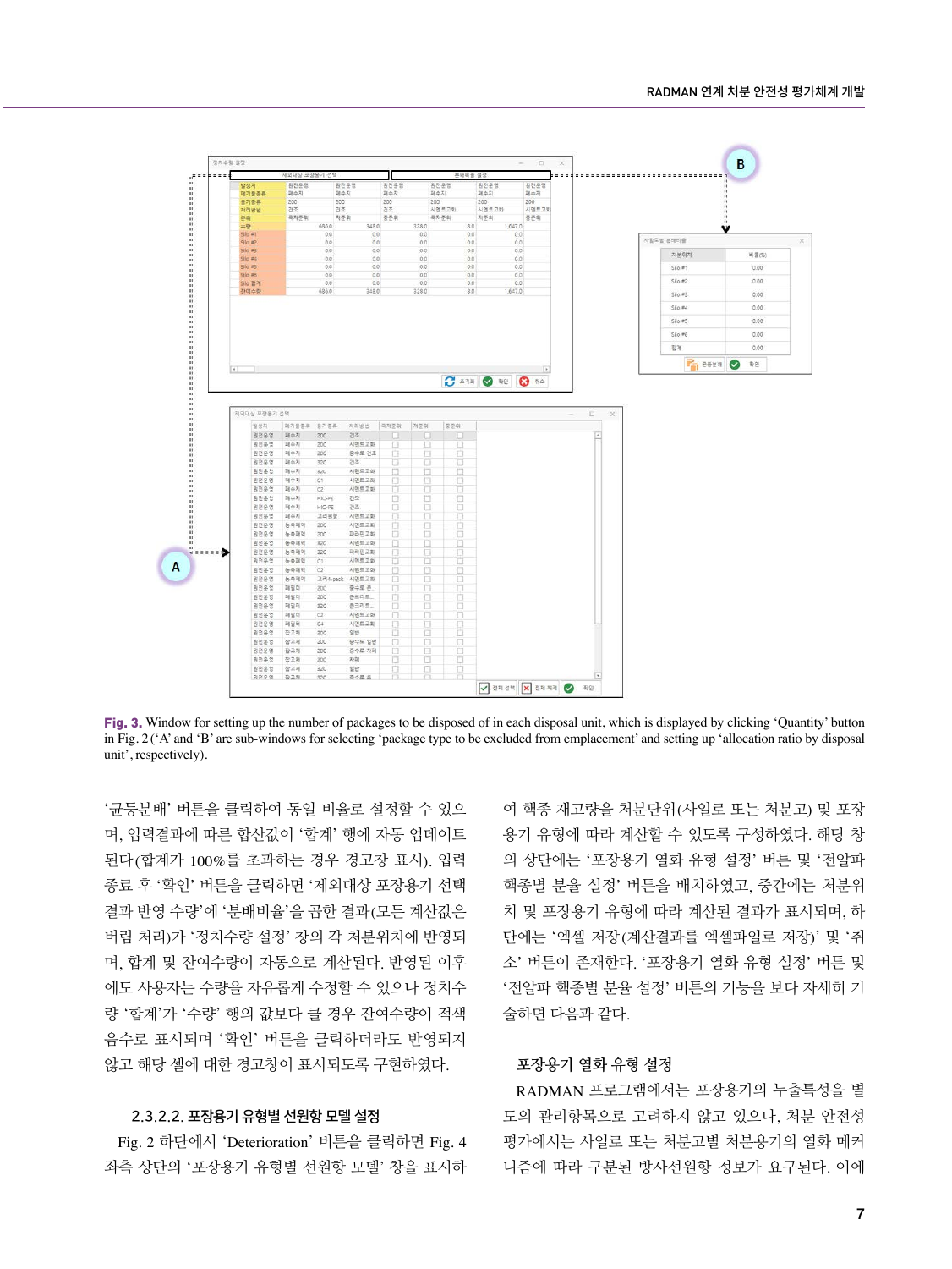Fig. 3. Window for setting up the number of packages to be disposed of in each disposal unit, which is displayed by clicking 'Quantity' button in Fig. 2 ('A' and 'B' are sub-windows for selecting 'package type to be excluded from emplacement' and setting up 'allocation ratio by disposal unit', respectively).

'균등분배' 버튼을 클릭하여 동일 비율로 설정할 수 있으며, 입력결과에 따른 합산값이 '합계' 행에 자동 업데이트 된다(합계가 100%를 초과하는 경우 경고창 표시). 입력 종료 후 '확인' 버튼을 클릭하면 '제외대상 포장용기 선택 결과 반영 수량'에 '분배비율'을 곱한 결과(모든 계산값은 버림 처리)가 '정치수량 설정' 창의 각 처분위치에 반영되며, 합계 및 잔여수량이 자동으로 계산된다. 반영된 이후에도 사용자는 수량을 자유롭게 수정할 수 있으나 정치수량 '합계'가 '수량' 행의 값보다 클 경우 잔여수량이 적색 음수로 표시되며 '확인' 버튼을 클릭하더라도 반영되지 않고 해당 셀에 대한 경고창이 표시되도록 구현하였다.

### 2.3.2.2. 포장용기 유형별 선원항 모델 설정

Fig. 2 하단에서 'Deterioration' 버튼을 클릭하면 Fig. 4 좌측 상단의 '포장용기 유형별 선원항 모델' 창을 표시하여 핵종 재고량을 처분단위(사일로 또는 처분고) 및 포장용기 유형에 따라 계산할 수 있도록 구성하였다. 해당 창의 상단에는 '포장용기 열화 유형 설정' 버튼 및 '전알파 핵종별 분율 설정' 버튼을 배치하였고, 중간에는 처분위치 및 포장용기 유형에 따라 계산된 결과가 표시되며, 하단에는 '엑셀 저장(계산결과를 엑셀파일로 저장)' 및 '취소' 버튼이 존재한다. '포장용기 열화 유형 설정' 버튼 및 '전알파 핵종별 분율 설정' 버튼의 기능을 보다 자세히 기술하면 다음과 같다.

#### 포장용기 열화 유형 설정

RADMAN 프로그램에서는 포장용기의 누출특성을 별도의 관리항목으로 고려하지 않고 있으나, 처분 안전성 평가에서는 사일로 또는 처분고별 처분용기의 열화 메커니즘에 따라 구분된 방사선원항 정보가 요구된다. 이에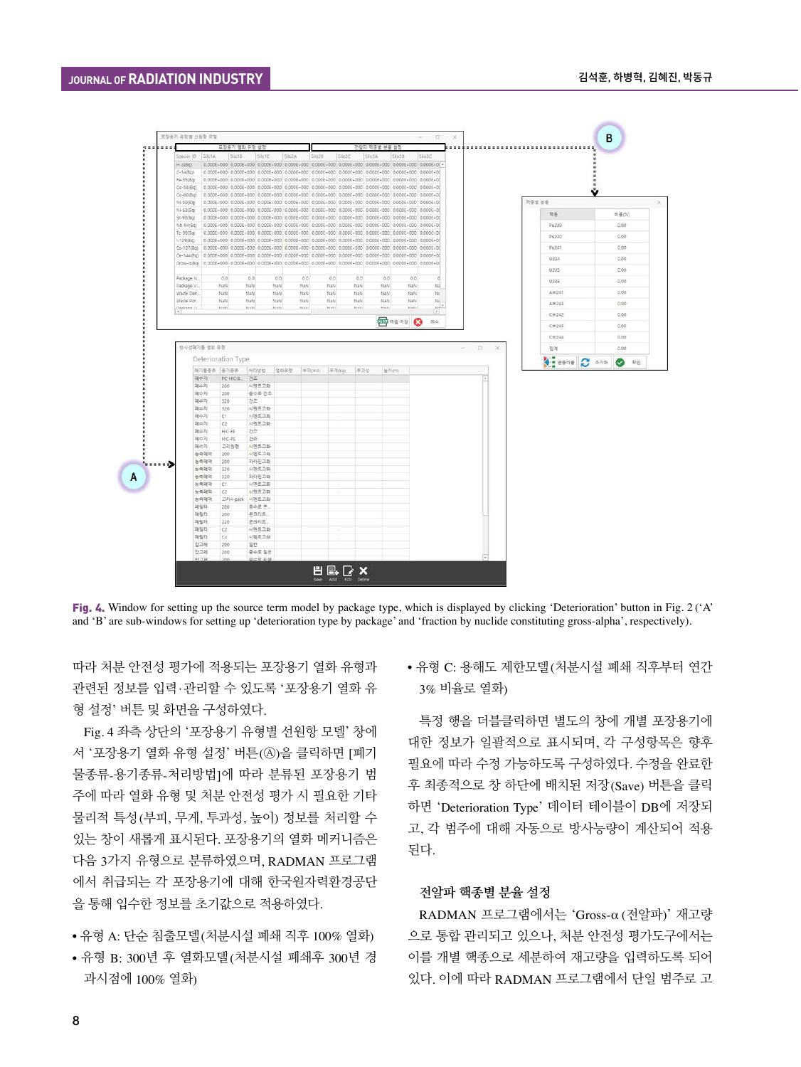Fig. 4. Window for setting up the source term model by package type, which is displayed by clicking 'Deterioration' button in Fig. 2 ('A' and 'B' are sub-windows for setting up 'deterioration type by package' and 'fraction by nuclide constituting gross-alpha', respectively).

따라 처분 안전성 평가에 적용되는 포장용기 열화 유형과 관련된 정보를 입력·관리할 수 있도록 '포장용기 열화 유형 설정' 버튼 및 화면을 구성하였다.

Fig. 4 좌측 상단의 '포장용기 유형별 선원항 모델' 창에서 '포장용기 열화 유형 설정' 버튼(Ⓐ)을 클릭하면 [폐기물종류-용기종류-처리방법]에 따라 분류된 포장용기 범주에 따라 열화 유형 및 처분 안전성 평가 시 필요한 기타 물리적 특성(부피, 무게, 투과성, 높이) 정보를 처리할 수 있는 창이 새롭게 표시된다. 포장용기의 열화 메커니즘은 다음 3가지 유형으로 분류하였으며, RADMAN 프로그램에서 취급되는 각 포장용기에 대해 한국원자력환경공단을 통해 입수한 정보를 초기값으로 적용하였다.

- 유형 A: 단순 침출모델(처분시설 폐쇄 직후 100% 열화)
- 유형 B: 300년 후 열화모델(처분시설 폐쇄후 300년 경과시점에 100% 열화)
- 유형 C: 용해도 제한모델(처분시설 폐쇄 직후부터 연간 3% 비율로 열화)

특정 행을 더블클릭하면 별도의 창에 개별 포장용기에 대한 정보가 일괄적으로 표시되며, 각 구성항목은 향후 필요에 따라 수정 가능하도록 구성하였다. 수정을 완료한 후 최종적으로 창 하단에 배치된 저장(Save) 버튼을 클릭하면 'Deterioration Type' 데이터 테이블이 DB에 저장되고, 각 범주에 대해 자동으로 방사능량이 계산되어 적용된다.

### 전알파 핵종별 분율 설정

RADMAN 프로그램에서는 'Gross-α (전알파)' 재고량으로 통합 관리되고 있으나, 처분 안전성 평가도구에서는 이를 개별 핵종으로 세분하여 재고량을 입력하도록 되어 있다. 이에 따라 RADMAN 프로그램에서 단일 범주로 고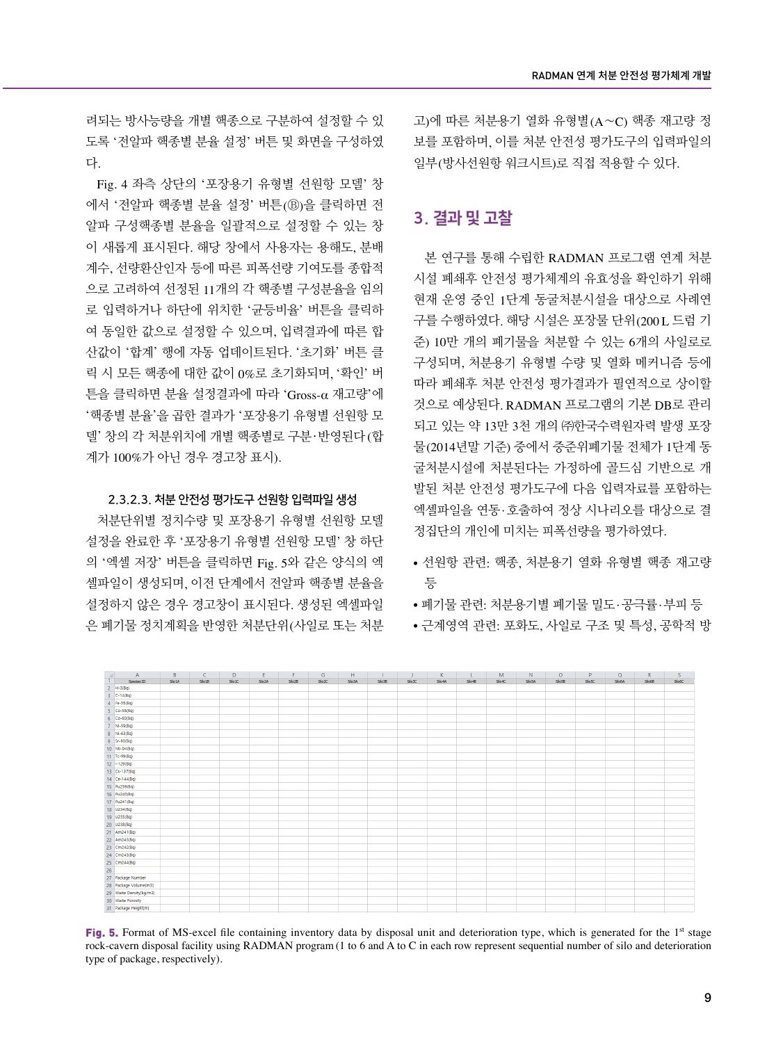려되는 방사능량을 개별 핵종으로 구분하여 설정할 수 있도록 '전알파 핵종별 분율 설정' 버튼 및 화면을 구성하였다.

Fig. 4 좌측 상단의 '포장용기 유형별 선원항 모델' 창에서 '전알파 핵종별 분율 설정' 버튼(Ⓑ)을 클릭하면 전알파 구성핵종별 분율을 일괄적으로 설정할 수 있는 창이 새롭게 표시된다. 해당 창에서 사용자는 용해도, 분배계수, 선량환산인자 등에 따른 피폭선량 기여도를 종합적으로 고려하여 선정된 11개의 각 핵종별 구성분율을 임의로 입력하거나 하단에 위치한 '균등비율' 버튼을 클릭하여 동일한 값으로 설정할 수 있으며, 입력결과에 따른 합산값이 '합계' 행에 자동 업데이트된다. '초기화' 버튼 클릭 시 모든 핵종에 대한 값이 0%로 초기화되며, '확인' 버튼을 클릭하면 분율 설정결과에 따라 'Gross-α 재고량'에 '핵종별 분율'을 곱한 결과가 '포장용기 유형별 선원항 모델' 창의 각 처분위치에 개별 핵종별로 구분·반영된다(합계가 100%가 아닌 경우 경고창 표시).

#### 2.3.2.3. 처분 안전성 평가도구 선원항 입력파일 생성

처분단위별 정치수량 및 포장용기 유형별 선원항 모델 설정을 완료한 후 '포장용기 유형별 선원항 모델' 창 하단의 '엑셀 저장' 버튼을 클릭하면 Fig. 5와 같은 양식의 엑셀파일이 생성되며, 이전 단계에서 전알파 핵종별 분율을 설정하지 않은 경우 경고창이 표시된다. 생성된 엑셀파일은 폐기물 정치계획을 반영한 처분단위(사일로 또는 처분고)에 따른 처분용기 열화 유형별(A~C) 핵종 재고량 정보를 포함하며, 이를 처분 안전성 평가도구의 입력파일의 일부(방사선원항 워크시트)로 직접 적용할 수 있다.

## 3. 결과 및 고찰

본 연구를 통해 수립한 RADMAN 프로그램 연계 처분시설 폐쇄후 안전성 평가체계의 유효성을 확인하기 위해 현재 운영 중인 1단계 동굴처분시설을 대상으로 사례연구를 수행하였다. 해당 시설은 포장물 단위(200 L 드럼 기준) 10만 개의 폐기물을 처분할 수 있는 6개의 사일로로 구성되며, 처분용기 유형별 수량 및 열화 메커니즘 등에 따라 폐쇄후 처분 안전성 평가결과가 필연적으로 상이할 것으로 예상된다. RADMAN 프로그램의 기본 DB로 관리되고 있는 약 13만 3천 개의 ㈜한국수력원자력 발생 포장물(2014년말 기준) 중에서 중준위폐기물 전체가 1단계 동굴처분시설에 처분된다는 가정하에 골드심 기반으로 개발된 처분 안전성 평가도구에 다음 입력자료를 포함하는 엑셀파일을 연동·호출하여 정상 시나리오를 대상으로 결정집단의 개인에 미치는 피폭선량을 평가하였다.

- 선원항 관련: 핵종, 처분용기 열화 유형별 핵종 재고량 등
- 폐기물 관련: 처분용기별 폐기물 밀도·공극률·부피 등
- 근계영역 관련: 포화도, 사일로 구조 및 특성, 공학적 방

| Species ID | Silo1A | Silo1B | Silo1C | Silo2A | Silo2B | Silo2C | Silo3A | Silo3B | Silo3C | Silo4A | Silo4B | Silo4C | Silo5A | Silo5B | Silo5C | Silo6A | Silo6B | Silo6C |
|---|---|---|---|---|---|---|---|---|---|---|---|---|---|---|---|---|---|---|
| H-3(Bq) | | | | | | | | | | | | | | | | | | |
| C-14(Bq) | | | | | | | | | | | | | | | | | | |
| Fe-55(Bq) | | | | | | | | | | | | | | | | | | |
| Co-58(Bq) | | | | | | | | | | | | | | | | | | |
| Co-60(Bq) | | | | | | | | | | | | | | | | | | |
| Ni-59(Bq) | | | | | | | | | | | | | | | | | | |
| Ni-63(Bq) | | | | | | | | | | | | | | | | | | |
| Sr-90(Bq) | | | | | | | | | | | | | | | | | | |
| Nb-94(Bq) | | | | | | | | | | | | | | | | | | |
| Tc-99(Bq) | | | | | | | | | | | | | | | | | | |
| I-129(Bq) | | | | | | | | | | | | | | | | | | |
| Cs-137(Bq) | | | | | | | | | | | | | | | | | | |
| Ce-144(Bq) | | | | | | | | | | | | | | | | | | |
| Pu239(Bq) | | | | | | | | | | | | | | | | | | |
| Pu240(Bq) | | | | | | | | | | | | | | | | | | |
| Pu241(Bq) | | | | | | | | | | | | | | | | | | |
| U234(Bq) | | | | | | | | | | | | | | | | | | |
| U235(Bq) | | | | | | | | | | | | | | | | | | |
| U238(Bq) | | | | | | | | | | | | | | | | | | |
| Am241(Bq) | | | | | | | | | | | | | | | | | | |
| Am243(Bq) | | | | | | | | | | | | | | | | | | |
| Cm242(Bq) | | | | | | | | | | | | | | | | | | |
| Cm243(Bq) | | | | | | | | | | | | | | | | | | |
| Cm244(Bq) | | | | | | | | | | | | | | | | | | |
| | | | | | | | | | | | | | | | | | | |
| Package Number | | | | | | | | | | | | | | | | | | |
| Package Volume(m3) | | | | | | | | | | | | | | | | | | |
| Waste Density(kg/m3) | | | | | | | | | | | | | | | | | | |
| Waste Porosity | | | | | | | | | | | | | | | | | | |
| Package Height(m) | | | | | | | | | | | | | | | | | | |

**Fig. 5.** Format of MS-excel file containing inventory data by disposal unit and deterioration type, which is generated for the 1st stage rock-cavern disposal facility using RADMAN program (1 to 6 and A to C in each row represent sequential number of silo and deterioration type of package, respectively).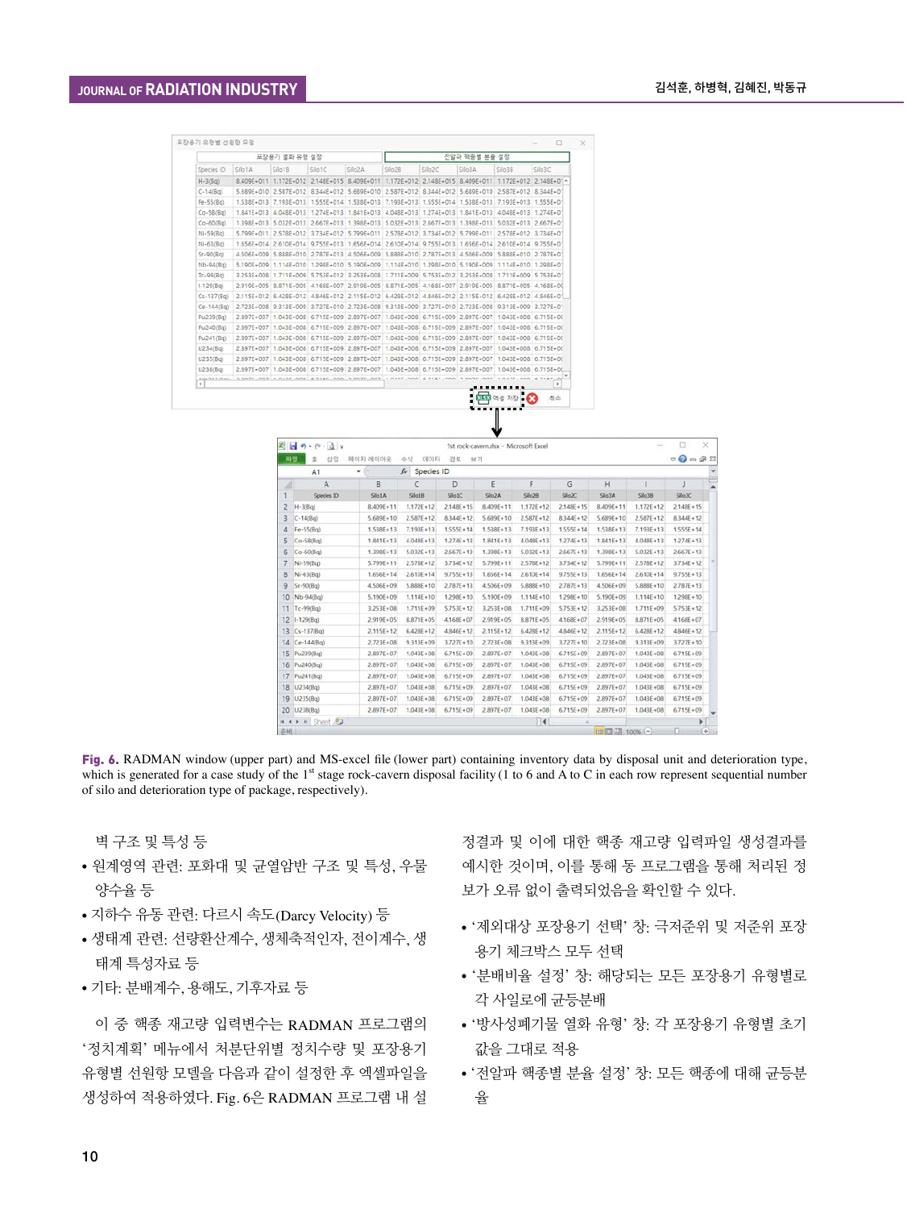Fig. 6. RADMAN window (upper part) and MS-excel file (lower part) containing inventory data by disposal unit and deterioration type, which is generated for a case study of the 1st stage rock-cavern disposal facility (1 to 6 and A to C in each row represent sequential number of silo and deterioration type of package, respectively).

벽 구조 및 특성 등

- 원계영역 관련: 포화대 및 균열암반 구조 및 특성, 우물 양수율 등
- 지하수 유동 관련: 다르시 속도(Darcy Velocity) 등
- 생태계 관련: 선량환산계수, 생체축적인자, 전이계수, 생태계 특성자료 등
- 기타: 분배계수, 용해도, 기후자료 등

이 중 핵종 재고량 입력변수는 RADMAN 프로그램의 '정치계획' 메뉴에서 처분단위별 정치수량 및 포장용기 유형별 선원항 모델을 다음과 같이 설정한 후 엑셀파일을 생성하여 적용하였다. Fig. 6은 RADMAN 프로그램 내 설정과정 및 이에 대한 핵종 재고량 입력파일 생성결과를 예시한 것이며, 이를 통해 동 프로그램을 통해 처리된 정보가 오류 없이 출력되었음을 확인할 수 있다.

- '제외대상 포장용기 선택' 창: 극저준위 및 저준위 포장용기 체크박스 모두 선택
- '분배비율 설정' 창: 해당되는 모든 포장용기 유형별로 각 사일로에 균등분배
- '방사성폐기물 열화 유형' 창: 각 포장용기 유형별 초기값을 그대로 적용
- '전알파 핵종별 분율 설정' 창: 모든 핵종에 대해 균등분율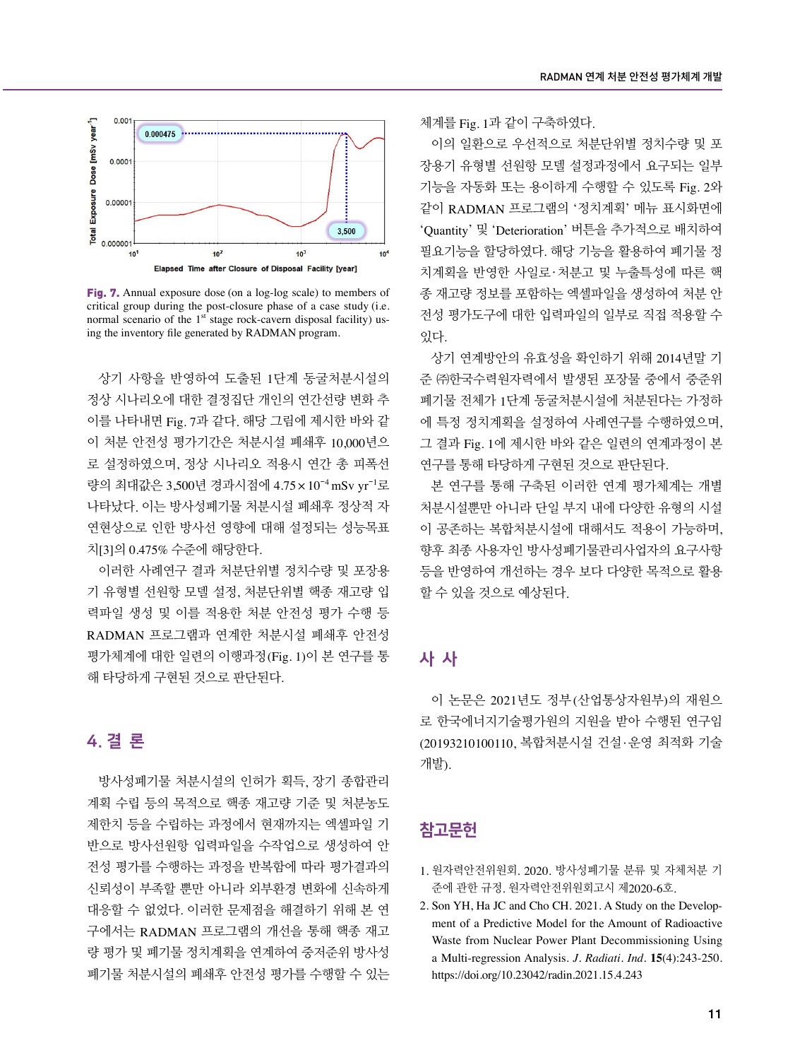Fig. 7. Annual exposure dose (on a log-log scale) to members of critical group during the post-closure phase of a case study (i.e. normal scenario of the 1st stage rock-cavern disposal facility) using the inventory file generated by RADMAN program.

상기 사항을 반영하여 도출된 1단계 동굴처분시설의 정상 시나리오에 대한 결정집단 개인의 연간선량 변화 추이를 나타내면 Fig. 7과 같다. 해당 그림에 제시한 바와 같이 처분 안전성 평가기간은 처분시설 폐쇄후 10,000년으로 설정하였으며, 정상 시나리오 적용시 연간 총 피폭선량의 최대값은 3,500년 경과시점에 $4.75 \times 10^{-4}$ mSv $yr^{-1}$로 나타났다. 이는 방사성폐기물 처분시설 폐쇄후 정상적 자연현상으로 인한 방사선 영향에 대해 설정되는 성능목표치[3]의 0.475% 수준에 해당한다.

이러한 사례연구 결과 처분단위별 정치수량 및 포장용기 유형별 선원항 모델 설정, 처분단위별 핵종 재고량 입력파일 생성 및 이를 적용한 처분 안전성 평가 수행 등 RADMAN 프로그램과 연계한 처분시설 폐쇄후 안전성 평가체계에 대한 일련의 이행과정(Fig. 1)이 본 연구를 통해 타당하게 구현된 것으로 판단된다.

## 4. 결 론

방사성폐기물 처분시설의 인허가 획득, 장기 종합관리계획 수립 등의 목적으로 핵종 재고량 기준 및 처분농도 제한치 등을 수립하는 과정에서 현재까지는 엑셀파일 기반으로 방사선원항 입력파일을 수작업으로 생성하여 안전성 평가를 수행하는 과정을 반복함에 따라 평가결과의 신뢰성이 부족할 뿐만 아니라 외부환경 변화에 신속하게 대응할 수 없었다. 이러한 문제점을 해결하기 위해 본 연구에서는 RADMAN 프로그램의 개선을 통해 핵종 재고량 평가 및 폐기물 정치계획을 연계하여 중저준위 방사성폐기물 처분시설의 폐쇄후 안전성 평가를 수행할 수 있는 체계를 Fig. 1과 같이 구축하였다.

이의 일환으로 우선적으로 처분단위별 정치수량 및 포장용기 유형별 선원항 모델 설정과정에서 요구되는 일부 기능을 자동화 또는 용이하게 수행할 수 있도록 Fig. 2와 같이 RADMAN 프로그램의 '정치계획' 메뉴 표시화면에 'Quantity' 및 'Deterioration' 버튼을 추가적으로 배치하여 필요기능을 할당하였다. 해당 기능을 활용하여 폐기물 정치계획을 반영한 사일로·처분고 및 누출특성에 따른 핵종 재고량 정보를 포함하는 엑셀파일을 생성하여 처분 안전성 평가도구에 대한 입력파일의 일부로 직접 적용할 수 있다.

상기 연계방안의 유효성을 확인하기 위해 2014년말 기준 ㈜한국수력원자력에서 발생된 포장물 중에서 중준위 폐기물 전체가 1단계 동굴처분시설에 처분된다는 가정하에 특정 정치계획을 설정하여 사례연구를 수행하였으며, 그 결과 Fig. 1에 제시한 바와 같은 일련의 연계과정이 본 연구를 통해 타당하게 구현된 것으로 판단된다.

본 연구를 통해 구축된 이러한 연계 평가체계는 개별 처분시설뿐만 아니라 단일 부지 내에 다양한 유형의 시설이 공존하는 복합처분시설에 대해서도 적용이 가능하며, 향후 최종 사용자인 방사성폐기물관리사업자의 요구사항 등을 반영하여 개선하는 경우 보다 다양한 목적으로 활용할 수 있을 것으로 예상된다.

## 사 사

이 논문은 2021년도 정부(산업통상자원부)의 재원으로 한국에너지기술평가원의 지원을 받아 수행된 연구임 (20193210100110, 복합처분시설 건설·운영 최적화 기술 개발).

## 참고문헌

1. 원자력안전위원회. 2020. 방사성폐기물 분류 및 자체처분 기준에 관한 규정. 원자력안전위원회고시 제2020-6호.
2. Son YH, Ha JC and Cho CH. 2021. A Study on the Development of a Predictive Model for the Amount of Radioactive Waste from Nuclear Power Plant Decommissioning Using a Multi-regression Analysis. *J. Radiati. Ind.* **15**(4):243-250. https://doi.org/10.23042/radin.2021.15.4.243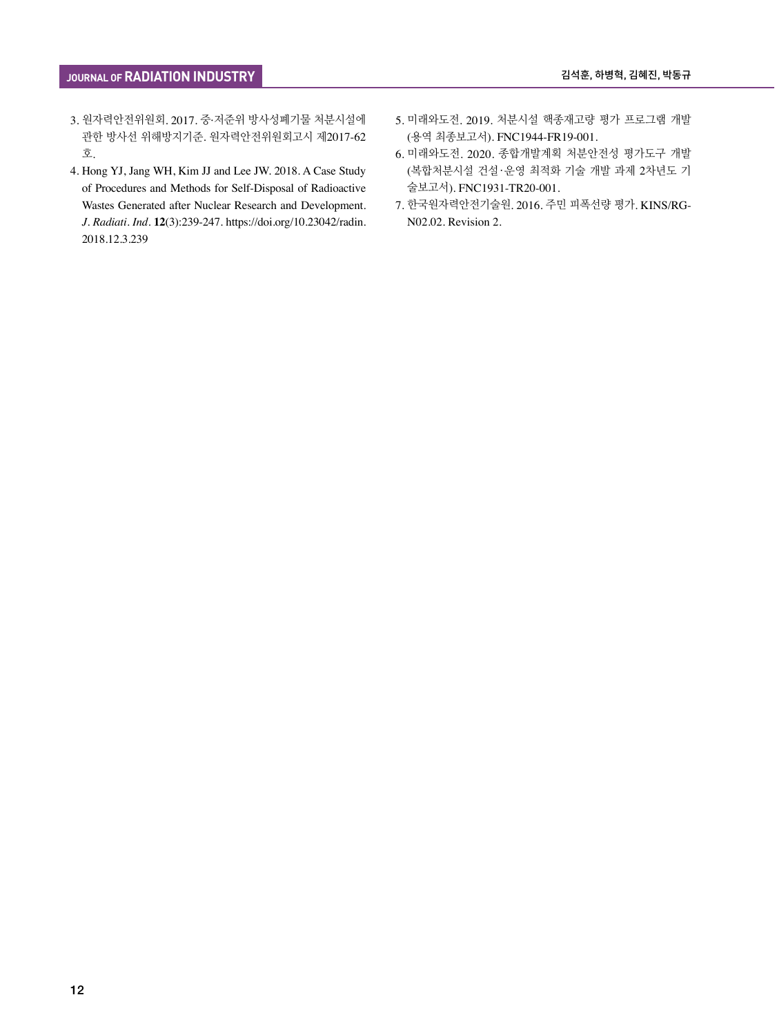3. 원자력안전위원회. 2017. 중·저준위 방사성폐기물 처분시설에 관한 방사선 위해방지기준. 원자력안전위원회고시 제2017-62호.
4. Hong YJ, Jang WH, Kim JJ and Lee JW. 2018. A Case Study of Procedures and Methods for Self-Disposal of Radioactive Wastes Generated after Nuclear Research and Development. *J. Radiati. Ind*. **12**(3):239-247. https://doi.org/10.23042/radin.2018.12.3.239
5. 미래와도전. 2019. 처분시설 핵종재고량 평가 프로그램 개발 (용역 최종보고서). FNC1944-FR19-001.
6. 미래와도전. 2020. 종합개발계획 처분안전성 평가도구 개발 (복합처분시설 건설·운영 최적화 기술 개발 과제 2차년도 기술보고서). FNC1931-TR20-001.
7. 한국원자력안전기술원. 2016. 주민 피폭선량 평가. KINS/RG-N02.02. Revision 2.